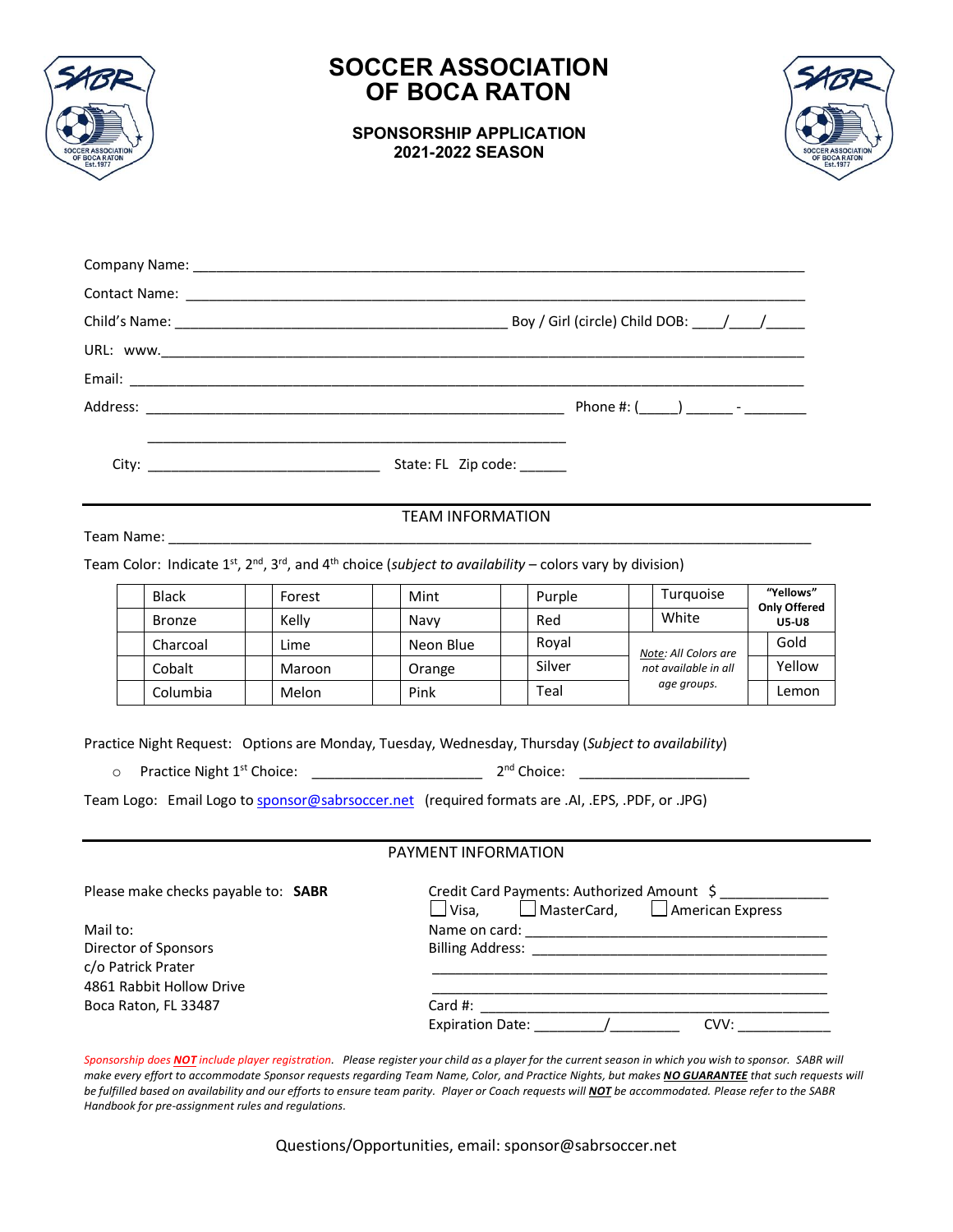# SOCCER ASSOCIATION OF BOCA RATON

## SPONSORSHIP APPLICATION 2021-2022 SEASON

Company Name: ______________________________________________________________________

Contact Name: ______________________________________________________________________

Child's Name: ________________________________________ Boy / Girl (circle) Child DOB: ____/____/_____

URL: www.___________________________________________________________________________

Email: ______________________________________________________________________________

Address: ____________________________________________________ Phone #: (_____) ______ - ________

____________________________________________________

City: ______________________________ State: FL Zip code: ______

---

TEAM INFORMATION

Team Name: __________________________________________________________________________________

Team Color: Indicate 1st, 2nd, 3rd, and 4th choice (*subject to availability* – colors vary by division)

| | | | | | | | | | | | |
|---|---|---|---|---|---|---|---|---|---|---|---|
| | Black | | Forest | | Mint | | Purple | | Turquoise | **"Yellows" Only Offered U5-U8** | |
| | Bronze | | Kelly | | Navy | | Red | | White | | |
| | Charcoal | | Lime | | Neon Blue | | Royal | *Note: All Colors are not available in all age groups.* | | | Gold |
| | Cobalt | | Maroon | | Orange | | Silver | | | | Yellow |
| | Columbia | | Melon | | Pink | | Teal | | | | Lemon |

Practice Night Request: Options are Monday, Tuesday, Wednesday, Thursday (*Subject to availability*)

- Practice Night 1st Choice: ____________________ 2nd Choice: ____________________

Team Logo: Email Logo to sponsor@sabrsoccer.net (required formats are .AI, .EPS, .PDF, or .JPG)

---

PAYMENT INFORMATION

Please make checks payable to: **SABR**

Mail to:
Director of Sponsors
c/o Patrick Prater
4861 Rabbit Hollow Drive
Boca Raton, FL 33487

Credit Card Payments: Authorized Amount $ _____________
☐ Visa, ☐ MasterCard, ☐ American Express
Name on card: ____________________________________
Billing Address: ___________________________________
__________________________________________________
__________________________________________________
Card #: ___________________________________________
Expiration Date: _________/_________ CVV: ____________

*Sponsorship does **NOT** include player registration. Please register your child as a player for the current season in which you wish to sponsor. SABR will make every effort to accommodate Sponsor requests regarding Team Name, Color, and Practice Nights, but makes **NO GUARANTEE** that such requests will be fulfilled based on availability and our efforts to ensure team parity. Player or Coach requests will **NOT** be accommodated. Please refer to the SABR Handbook for pre-assignment rules and regulations.*

Questions/Opportunities, email: sponsor@sabrsoccer.net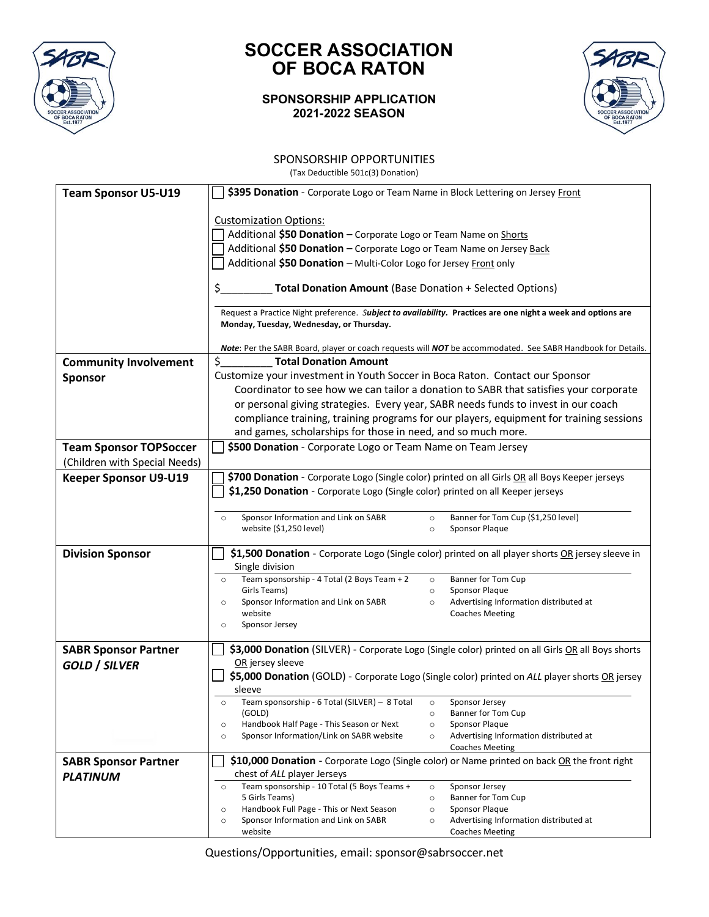# SOCCER ASSOCIATION OF BOCA RATON

## SPONSORSHIP APPLICATION 2021-2022 SEASON

SPONSORSHIP OPPORTUNITIES
(Tax Deductible 501c(3) Donation)

| | |
|---|---|
| **Team Sponsor U5-U19** | ☐ **$395 Donation** - Corporate Logo or Team Name in Block Lettering on Jersey Front<br><br>Customization Options:<br>☐ Additional **$50 Donation** – Corporate Logo or Team Name on Shorts<br>☐ Additional **$50 Donation** – Corporate Logo or Team Name on Jersey Back<br>☐ Additional **$50 Donation** – Multi-Color Logo for Jersey Front only<br><br>$_________ **Total Donation Amount** (Base Donation + Selected Options)<br><br>Request a Practice Night preference. ***Subject to availability.*** **Practices are one night a week and options are Monday, Tuesday, Wednesday, or Thursday.**<br><br>***Note***: Per the SABR Board, player or coach requests will ***NOT*** be accommodated. See SABR Handbook for Details. |
| **Community Involvement Sponsor** | $_________ **Total Donation Amount**<br>Customize your investment in Youth Soccer in Boca Raton. Contact our Sponsor Coordinator to see how we can tailor a donation to SABR that satisfies your corporate or personal giving strategies. Every year, SABR needs funds to invest in our coach compliance training, training programs for our players, equipment for training sessions and games, scholarships for those in need, and so much more. |
| **Team Sponsor TOPSoccer** (Children with Special Needs) | ☐ **$500 Donation** - Corporate Logo or Team Name on Team Jersey |
| **Keeper Sponsor U9-U19** | ☐ **$700 Donation** - Corporate Logo (Single color) printed on all Girls OR all Boys Keeper jerseys<br>☐ **$1,250 Donation** - Corporate Logo (Single color) printed on all Keeper jerseys<br><br>○ Sponsor Information and Link on SABR website ($1,250 level)<br>○ Banner for Tom Cup ($1,250 level)<br>○ Sponsor Plaque |
| **Division Sponsor** | ☐ **$1,500 Donation** - Corporate Logo (Single color) printed on all player shorts OR jersey sleeve in Single division<br><br>○ Team sponsorship - 4 Total (2 Boys Team + 2 Girls Teams)<br>○ Sponsor Information and Link on SABR website<br>○ Sponsor Jersey<br>○ Banner for Tom Cup<br>○ Sponsor Plaque<br>○ Advertising Information distributed at Coaches Meeting |
| **SABR Sponsor Partner *GOLD / SILVER*** | ☐ **$3,000 Donation** (SILVER) - Corporate Logo (Single color) printed on all Girls OR all Boys shorts OR jersey sleeve<br>☐ **$5,000 Donation** (GOLD) - Corporate Logo (Single color) printed on *ALL* player shorts OR jersey sleeve<br><br>○ Team sponsorship - 6 Total (SILVER) – 8 Total (GOLD)<br>○ Handbook Half Page - This Season or Next<br>○ Sponsor Information/Link on SABR website<br>○ Sponsor Jersey<br>○ Banner for Tom Cup<br>○ Sponsor Plaque<br>○ Advertising Information distributed at Coaches Meeting |
| **SABR Sponsor Partner *PLATINUM*** | ☐ **$10,000 Donation** - Corporate Logo (Single color) or Name printed on back OR the front right chest of *ALL* player Jerseys<br><br>○ Team sponsorship - 10 Total (5 Boys Teams + 5 Girls Teams)<br>○ Handbook Full Page - This or Next Season<br>○ Sponsor Information and Link on SABR website<br>○ Sponsor Jersey<br>○ Banner for Tom Cup<br>○ Sponsor Plaque<br>○ Advertising Information distributed at Coaches Meeting |

Questions/Opportunities, email: sponsor@sabrsoccer.net